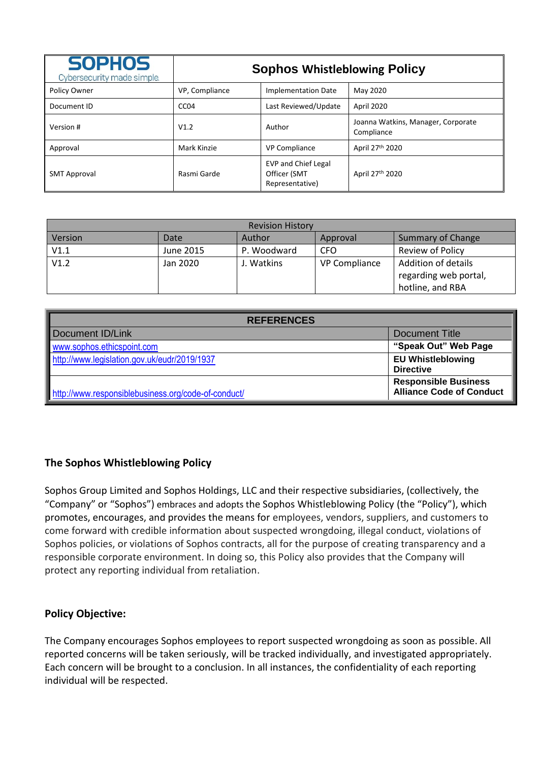| SOPHOS Cybersecurity made simple. | Sophos Whistleblowing Policy | | |
|---|---|---|---|
| Policy Owner | VP, Compliance | Implementation Date | May 2020 |
| Document ID | CC04 | Last Reviewed/Update | April 2020 |
| Version # | V1.2 | Author | Joanna Watkins, Manager, Corporate Compliance |
| Approval | Mark Kinzie | VP Compliance | April 27th 2020 |
| SMT Approval | Rasmi Garde | EVP and Chief Legal Officer (SMT Representative) | April 27th 2020 |

| Revision History | | | | |
|---|---|---|---|---|
| Version | Date | Author | Approval | Summary of Change |
| V1.1 | June 2015 | P. Woodward | CFO | Review of Policy |
| V1.2 | Jan 2020 | J. Watkins | VP Compliance | Addition of details regarding web portal, hotline, and RBA |

| REFERENCES | |
|---|---|
| Document ID/Link | Document Title |
| www.sophos.ethicspoint.com | **"Speak Out" Web Page** |
| http://www.legislation.gov.uk/eudr/2019/1937 | **EU Whistleblowing Directive** |
| http://www.responsiblebusiness.org/code-of-conduct/ | **Responsible Business Alliance Code of Conduct** |

## The Sophos Whistleblowing Policy

Sophos Group Limited and Sophos Holdings, LLC and their respective subsidiaries, (collectively, the "Company" or "Sophos") embraces and adopts the Sophos Whistleblowing Policy (the "Policy"), which promotes, encourages, and provides the means for employees, vendors, suppliers, and customers to come forward with credible information about suspected wrongdoing, illegal conduct, violations of Sophos policies, or violations of Sophos contracts, all for the purpose of creating transparency and a responsible corporate environment. In doing so, this Policy also provides that the Company will protect any reporting individual from retaliation.

## Policy Objective:

The Company encourages Sophos employees to report suspected wrongdoing as soon as possible. All reported concerns will be taken seriously, will be tracked individually, and investigated appropriately. Each concern will be brought to a conclusion. In all instances, the confidentiality of each reporting individual will be respected.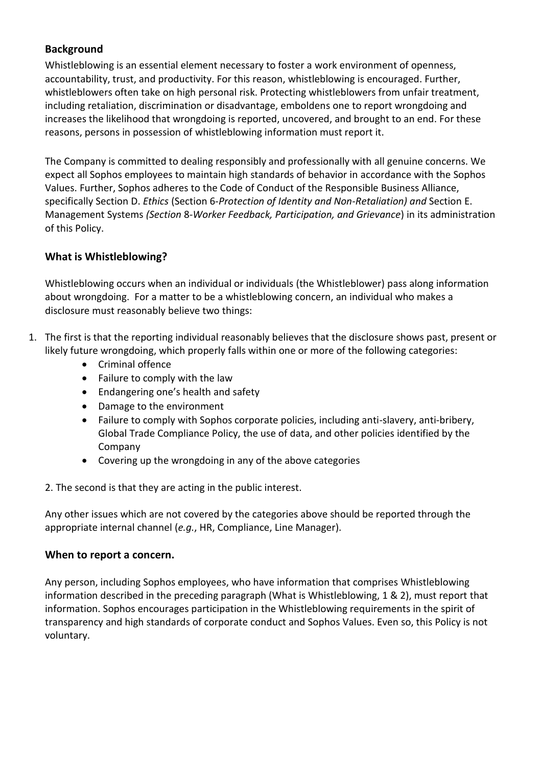## Background

Whistleblowing is an essential element necessary to foster a work environment of openness, accountability, trust, and productivity. For this reason, whistleblowing is encouraged. Further, whistleblowers often take on high personal risk. Protecting whistleblowers from unfair treatment, including retaliation, discrimination or disadvantage, emboldens one to report wrongdoing and increases the likelihood that wrongdoing is reported, uncovered, and brought to an end. For these reasons, persons in possession of whistleblowing information must report it.

The Company is committed to dealing responsibly and professionally with all genuine concerns. We expect all Sophos employees to maintain high standards of behavior in accordance with the Sophos Values. Further, Sophos adheres to the Code of Conduct of the Responsible Business Alliance, specifically Section D. *Ethics* (Section 6-*Protection of Identity and Non-Retaliation) and* Section E. Management Systems *(Section* 8-*Worker Feedback, Participation, and Grievance*) in its administration of this Policy.

## What is Whistleblowing?

Whistleblowing occurs when an individual or individuals (the Whistleblower) pass along information about wrongdoing. For a matter to be a whistleblowing concern, an individual who makes a disclosure must reasonably believe two things:

1. The first is that the reporting individual reasonably believes that the disclosure shows past, present or likely future wrongdoing, which properly falls within one or more of the following categories:
    - Criminal offence
    - Failure to comply with the law
    - Endangering one's health and safety
    - Damage to the environment
    - Failure to comply with Sophos corporate policies, including anti-slavery, anti-bribery, Global Trade Compliance Policy, the use of data, and other policies identified by the Company
    - Covering up the wrongdoing in any of the above categories

2. The second is that they are acting in the public interest.

Any other issues which are not covered by the categories above should be reported through the appropriate internal channel (*e.g.*, HR, Compliance, Line Manager).

## When to report a concern.

Any person, including Sophos employees, who have information that comprises Whistleblowing information described in the preceding paragraph (What is Whistleblowing, 1 & 2), must report that information. Sophos encourages participation in the Whistleblowing requirements in the spirit of transparency and high standards of corporate conduct and Sophos Values. Even so, this Policy is not voluntary.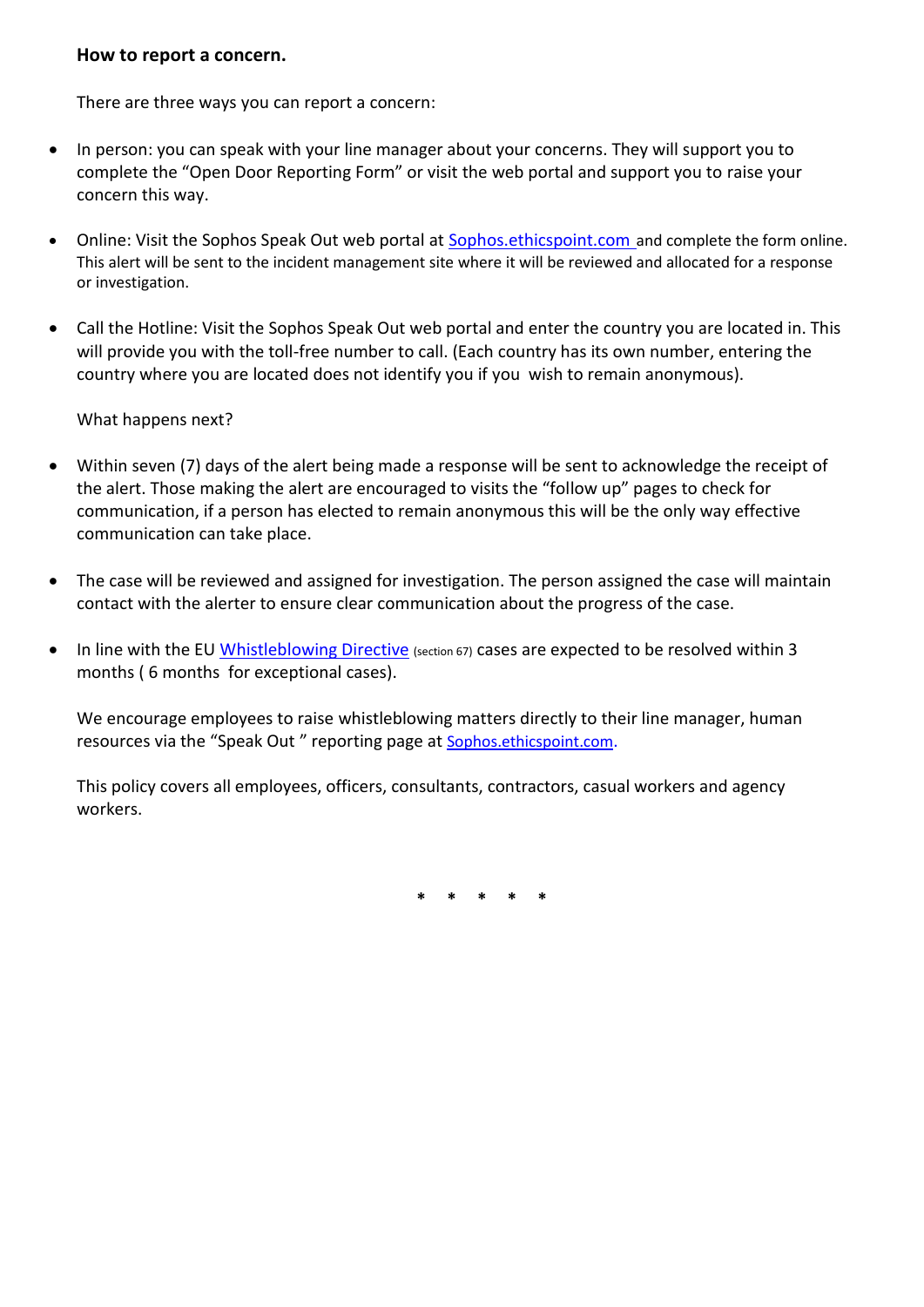**How to report a concern.**

There are three ways you can report a concern:

- In person: you can speak with your line manager about your concerns. They will support you to complete the “Open Door Reporting Form” or visit the web portal and support you to raise your concern this way.
- Online: Visit the Sophos Speak Out web portal at [Sophos.ethicspoint.com](Sophos.ethicspoint.com) and complete the form online. This alert will be sent to the incident management site where it will be reviewed and allocated for a response or investigation.
- Call the Hotline: Visit the Sophos Speak Out web portal and enter the country you are located in. This will provide you with the toll-free number to call. (Each country has its own number, entering the country where you are located does not identify you if you wish to remain anonymous).

What happens next?

- Within seven (7) days of the alert being made a response will be sent to acknowledge the receipt of the alert. Those making the alert are encouraged to visits the “follow up” pages to check for communication, if a person has elected to remain anonymous this will be the only way effective communication can take place.
- The case will be reviewed and assigned for investigation. The person assigned the case will maintain contact with the alerter to ensure clear communication about the progress of the case.
- In line with the EU Whistleblowing Directive (section 67) cases are expected to be resolved within 3 months ( 6 months for exceptional cases).

We encourage employees to raise whistleblowing matters directly to their line manager, human resources via the “Speak Out ” reporting page at [Sophos.ethicspoint.com](Sophos.ethicspoint.com).

This policy covers all employees, officers, consultants, contractors, casual workers and agency workers.

\* \* \* \* \*